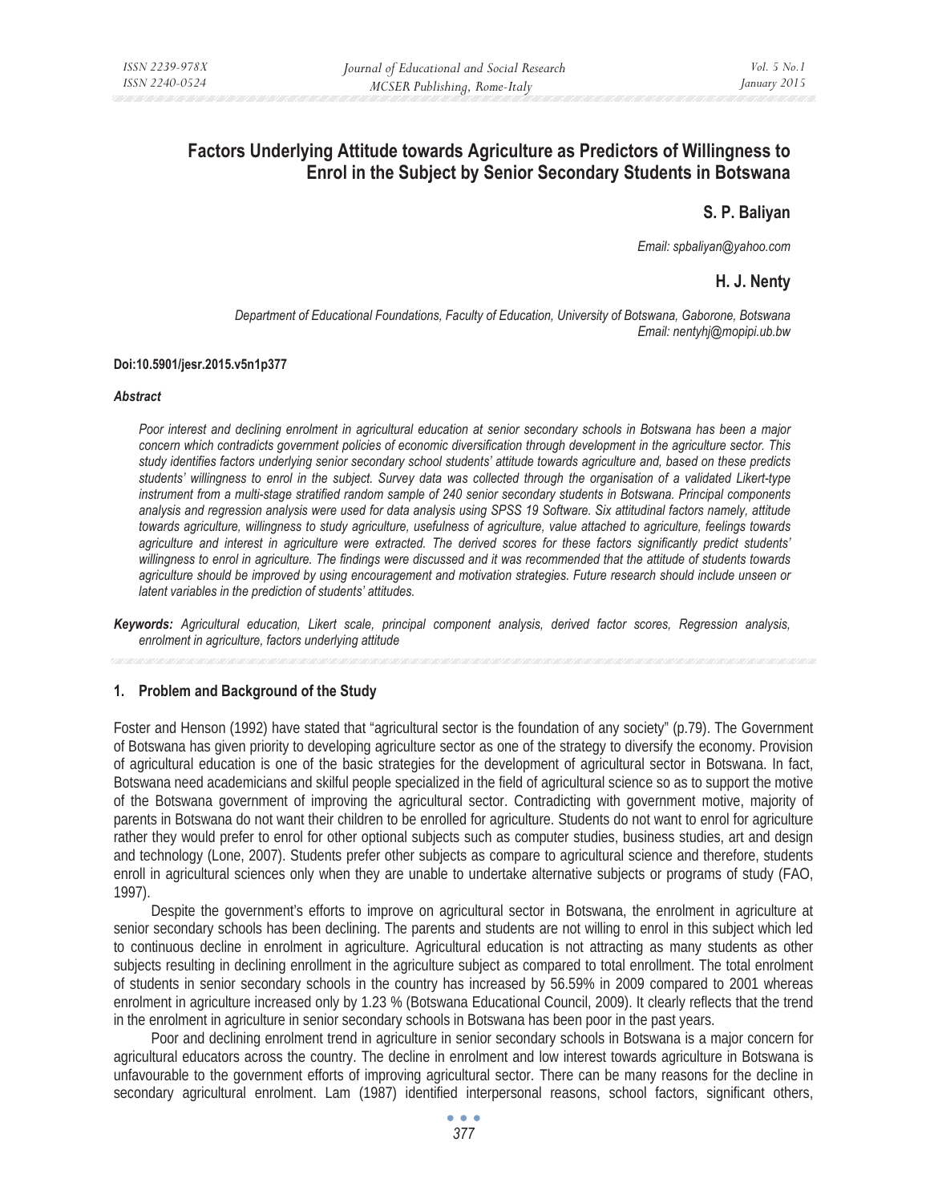# Factors Underlying Attitude towards Agriculture as Predictors of Willingness to Enrol in the Subject by Senior Secondary Students in Botswana

**S. P. Baliyan**

*Email: spbaliyan@yahoo.com*

**H. J. Nenty**

*Department of Educational Foundations, Faculty of Education, University of Botswana, Gaborone, Botswana*
*Email: nentyhj@mopipi.ub.bw*

**Doi:10.5901/jesr.2015.v5n1p377**

***Abstract***

*Poor interest and declining enrolment in agricultural education at senior secondary schools in Botswana has been a major concern which contradicts government policies of economic diversification through development in the agriculture sector. This study identifies factors underlying senior secondary school students' attitude towards agriculture and, based on these predicts students' willingness to enrol in the subject. Survey data was collected through the organisation of a validated Likert-type instrument from a multi-stage stratified random sample of 240 senior secondary students in Botswana. Principal components analysis and regression analysis were used for data analysis using SPSS 19 Software. Six attitudinal factors namely, attitude towards agriculture, willingness to study agriculture, usefulness of agriculture, value attached to agriculture, feelings towards agriculture and interest in agriculture were extracted. The derived scores for these factors significantly predict students' willingness to enrol in agriculture. The findings were discussed and it was recommended that the attitude of students towards agriculture should be improved by using encouragement and motivation strategies. Future research should include unseen or latent variables in the prediction of students' attitudes.*

***Keywords:*** *Agricultural education, Likert scale, principal component analysis, derived factor scores, Regression analysis, enrolment in agriculture, factors underlying attitude*

## 1. Problem and Background of the Study

Foster and Henson (1992) have stated that "agricultural sector is the foundation of any society" (p.79). The Government of Botswana has given priority to developing agriculture sector as one of the strategy to diversify the economy. Provision of agricultural education is one of the basic strategies for the development of agricultural sector in Botswana. In fact, Botswana need academicians and skilful people specialized in the field of agricultural science so as to support the motive of the Botswana government of improving the agricultural sector. Contradicting with government motive, majority of parents in Botswana do not want their children to be enrolled for agriculture. Students do not want to enrol for agriculture rather they would prefer to enrol for other optional subjects such as computer studies, business studies, art and design and technology (Lone, 2007). Students prefer other subjects as compare to agricultural science and therefore, students enroll in agricultural sciences only when they are unable to undertake alternative subjects or programs of study (FAO, 1997).

Despite the government's efforts to improve on agricultural sector in Botswana, the enrolment in agriculture at senior secondary schools has been declining. The parents and students are not willing to enrol in this subject which led to continuous decline in enrolment in agriculture. Agricultural education is not attracting as many students as other subjects resulting in declining enrollment in the agriculture subject as compared to total enrollment. The total enrolment of students in senior secondary schools in the country has increased by 56.59% in 2009 compared to 2001 whereas enrolment in agriculture increased only by 1.23 % (Botswana Educational Council, 2009). It clearly reflects that the trend in the enrolment in agriculture in senior secondary schools in Botswana has been poor in the past years.

Poor and declining enrolment trend in agriculture in senior secondary schools in Botswana is a major concern for agricultural educators across the country. The decline in enrolment and low interest towards agriculture in Botswana is unfavourable to the government efforts of improving agricultural sector. There can be many reasons for the decline in secondary agricultural enrolment. Lam (1987) identified interpersonal reasons, school factors, significant others,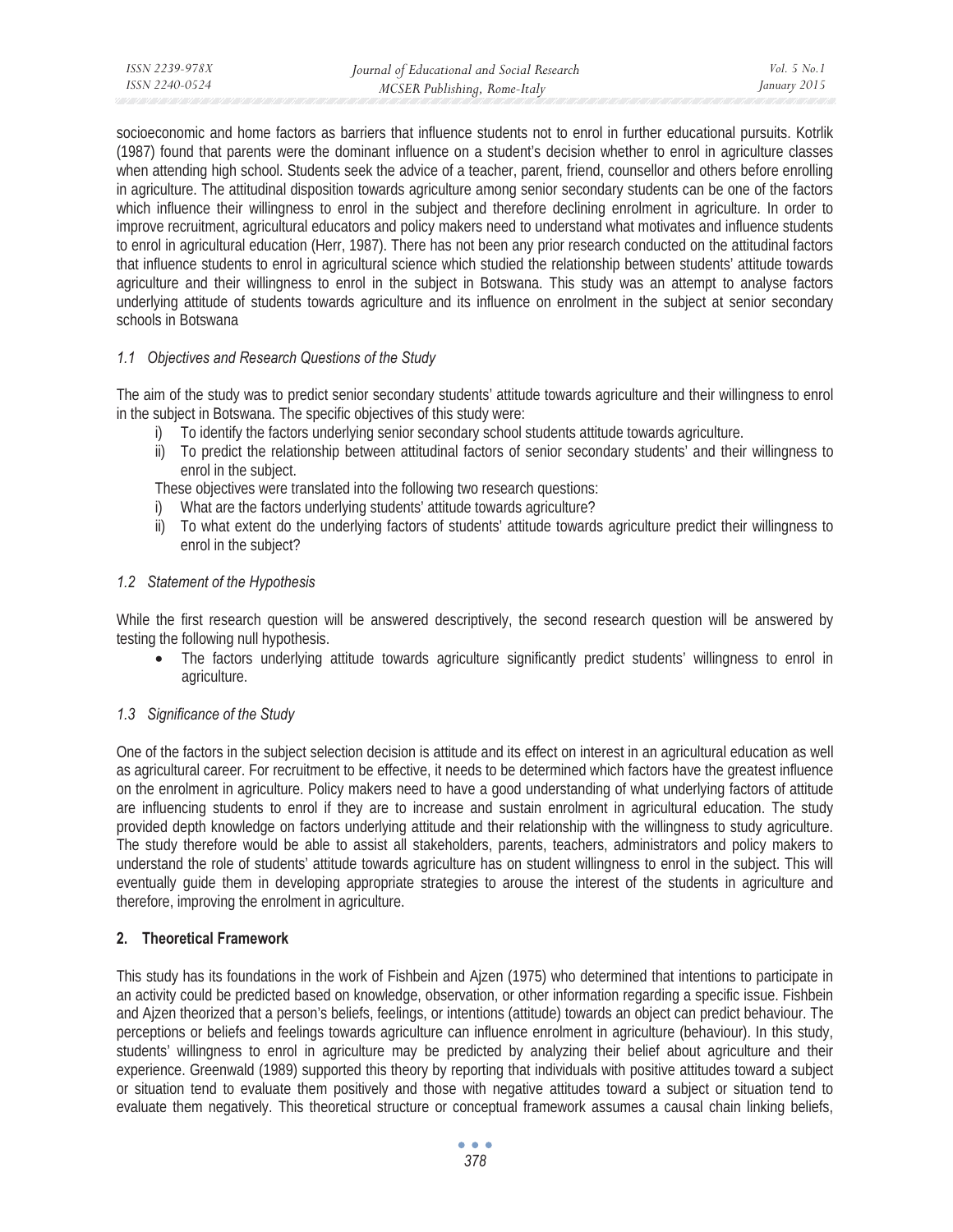socioeconomic and home factors as barriers that influence students not to enrol in further educational pursuits. Kotrlik (1987) found that parents were the dominant influence on a student's decision whether to enrol in agriculture classes when attending high school. Students seek the advice of a teacher, parent, friend, counsellor and others before enrolling in agriculture. The attitudinal disposition towards agriculture among senior secondary students can be one of the factors which influence their willingness to enrol in the subject and therefore declining enrolment in agriculture. In order to improve recruitment, agricultural educators and policy makers need to understand what motivates and influence students to enrol in agricultural education (Herr, 1987). There has not been any prior research conducted on the attitudinal factors that influence students to enrol in agricultural science which studied the relationship between students' attitude towards agriculture and their willingness to enrol in the subject in Botswana. This study was an attempt to analyse factors underlying attitude of students towards agriculture and its influence on enrolment in the subject at senior secondary schools in Botswana

### *1.1 Objectives and Research Questions of the Study*

The aim of the study was to predict senior secondary students' attitude towards agriculture and their willingness to enrol in the subject in Botswana. The specific objectives of this study were:

i) To identify the factors underlying senior secondary school students attitude towards agriculture.
ii) To predict the relationship between attitudinal factors of senior secondary students' and their willingness to enrol in the subject.

These objectives were translated into the following two research questions:

i) What are the factors underlying students' attitude towards agriculture?
ii) To what extent do the underlying factors of students' attitude towards agriculture predict their willingness to enrol in the subject?

### *1.2 Statement of the Hypothesis*

While the first research question will be answered descriptively, the second research question will be answered by testing the following null hypothesis.

- The factors underlying attitude towards agriculture significantly predict students' willingness to enrol in agriculture.

### *1.3 Significance of the Study*

One of the factors in the subject selection decision is attitude and its effect on interest in an agricultural education as well as agricultural career. For recruitment to be effective, it needs to be determined which factors have the greatest influence on the enrolment in agriculture. Policy makers need to have a good understanding of what underlying factors of attitude are influencing students to enrol if they are to increase and sustain enrolment in agricultural education. The study provided depth knowledge on factors underlying attitude and their relationship with the willingness to study agriculture. The study therefore would be able to assist all stakeholders, parents, teachers, administrators and policy makers to understand the role of students' attitude towards agriculture has on student willingness to enrol in the subject. This will eventually guide them in developing appropriate strategies to arouse the interest of the students in agriculture and therefore, improving the enrolment in agriculture.

## 2. Theoretical Framework

This study has its foundations in the work of Fishbein and Ajzen (1975) who determined that intentions to participate in an activity could be predicted based on knowledge, observation, or other information regarding a specific issue. Fishbein and Ajzen theorized that a person's beliefs, feelings, or intentions (attitude) towards an object can predict behaviour. The perceptions or beliefs and feelings towards agriculture can influence enrolment in agriculture (behaviour). In this study, students' willingness to enrol in agriculture may be predicted by analyzing their belief about agriculture and their experience. Greenwald (1989) supported this theory by reporting that individuals with positive attitudes toward a subject or situation tend to evaluate them positively and those with negative attitudes toward a subject or situation tend to evaluate them negatively. This theoretical structure or conceptual framework assumes a causal chain linking beliefs,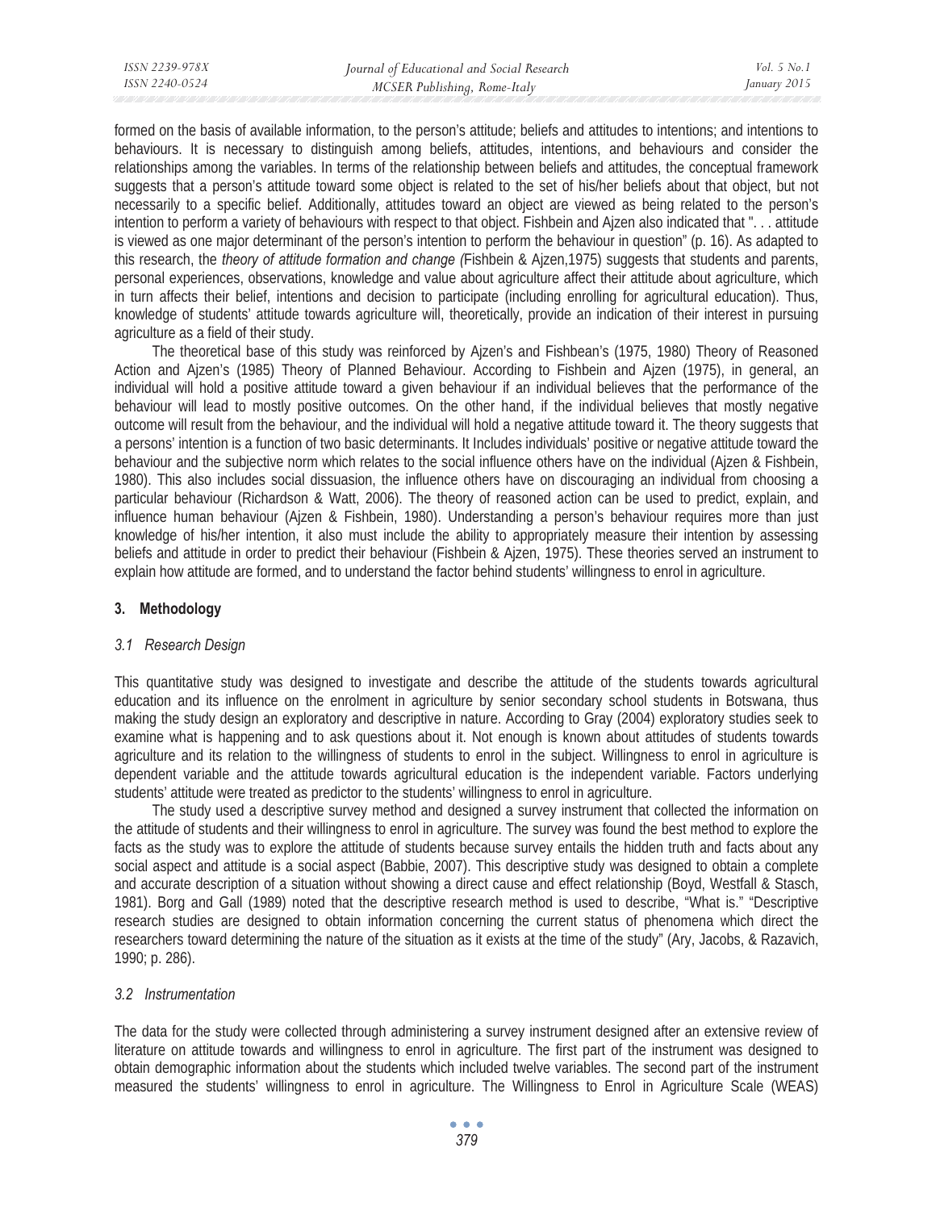formed on the basis of available information, to the person's attitude; beliefs and attitudes to intentions; and intentions to behaviours. It is necessary to distinguish among beliefs, attitudes, intentions, and behaviours and consider the relationships among the variables. In terms of the relationship between beliefs and attitudes, the conceptual framework suggests that a person's attitude toward some object is related to the set of his/her beliefs about that object, but not necessarily to a specific belief. Additionally, attitudes toward an object are viewed as being related to the person's intention to perform a variety of behaviours with respect to that object. Fishbein and Ajzen also indicated that ". . . attitude is viewed as one major determinant of the person's intention to perform the behaviour in question" (p. 16). As adapted to this research, the *theory of attitude formation and change (*Fishbein & Ajzen,1975) suggests that students and parents, personal experiences, observations, knowledge and value about agriculture affect their attitude about agriculture, which in turn affects their belief, intentions and decision to participate (including enrolling for agricultural education). Thus, knowledge of students' attitude towards agriculture will, theoretically, provide an indication of their interest in pursuing agriculture as a field of their study.

The theoretical base of this study was reinforced by Ajzen's and Fishbean's (1975, 1980) Theory of Reasoned Action and Ajzen's (1985) Theory of Planned Behaviour. According to Fishbein and Ajzen (1975), in general, an individual will hold a positive attitude toward a given behaviour if an individual believes that the performance of the behaviour will lead to mostly positive outcomes. On the other hand, if the individual believes that mostly negative outcome will result from the behaviour, and the individual will hold a negative attitude toward it. The theory suggests that a persons' intention is a function of two basic determinants. It Includes individuals' positive or negative attitude toward the behaviour and the subjective norm which relates to the social influence others have on the individual (Ajzen & Fishbein, 1980). This also includes social dissuasion, the influence others have on discouraging an individual from choosing a particular behaviour (Richardson & Watt, 2006). The theory of reasoned action can be used to predict, explain, and influence human behaviour (Ajzen & Fishbein, 1980). Understanding a person's behaviour requires more than just knowledge of his/her intention, it also must include the ability to appropriately measure their intention by assessing beliefs and attitude in order to predict their behaviour (Fishbein & Ajzen, 1975). These theories served an instrument to explain how attitude are formed, and to understand the factor behind students' willingness to enrol in agriculture.

## 3. Methodology

### *3.1 Research Design*

This quantitative study was designed to investigate and describe the attitude of the students towards agricultural education and its influence on the enrolment in agriculture by senior secondary school students in Botswana, thus making the study design an exploratory and descriptive in nature. According to Gray (2004) exploratory studies seek to examine what is happening and to ask questions about it. Not enough is known about attitudes of students towards agriculture and its relation to the willingness of students to enrol in the subject. Willingness to enrol in agriculture is dependent variable and the attitude towards agricultural education is the independent variable. Factors underlying students' attitude were treated as predictor to the students' willingness to enrol in agriculture.

The study used a descriptive survey method and designed a survey instrument that collected the information on the attitude of students and their willingness to enrol in agriculture. The survey was found the best method to explore the facts as the study was to explore the attitude of students because survey entails the hidden truth and facts about any social aspect and attitude is a social aspect (Babbie, 2007). This descriptive study was designed to obtain a complete and accurate description of a situation without showing a direct cause and effect relationship (Boyd, Westfall & Stasch, 1981). Borg and Gall (1989) noted that the descriptive research method is used to describe, "What is." "Descriptive research studies are designed to obtain information concerning the current status of phenomena which direct the researchers toward determining the nature of the situation as it exists at the time of the study" (Ary, Jacobs, & Razavich, 1990; p. 286).

### *3.2 Instrumentation*

The data for the study were collected through administering a survey instrument designed after an extensive review of literature on attitude towards and willingness to enrol in agriculture. The first part of the instrument was designed to obtain demographic information about the students which included twelve variables. The second part of the instrument measured the students' willingness to enrol in agriculture. The Willingness to Enrol in Agriculture Scale (WEAS)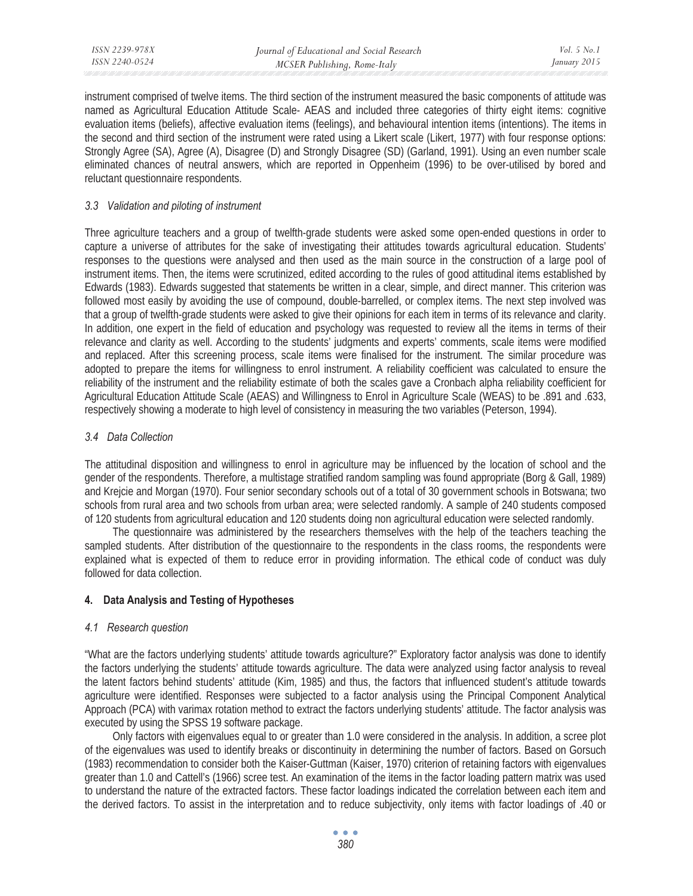instrument comprised of twelve items. The third section of the instrument measured the basic components of attitude was named as Agricultural Education Attitude Scale- AEAS and included three categories of thirty eight items: cognitive evaluation items (beliefs), affective evaluation items (feelings), and behavioural intention items (intentions). The items in the second and third section of the instrument were rated using a Likert scale (Likert, 1977) with four response options: Strongly Agree (SA), Agree (A), Disagree (D) and Strongly Disagree (SD) (Garland, 1991). Using an even number scale eliminated chances of neutral answers, which are reported in Oppenheim (1996) to be over-utilised by bored and reluctant questionnaire respondents.

### *3.3 Validation and piloting of instrument*

Three agriculture teachers and a group of twelfth-grade students were asked some open-ended questions in order to capture a universe of attributes for the sake of investigating their attitudes towards agricultural education. Students' responses to the questions were analysed and then used as the main source in the construction of a large pool of instrument items. Then, the items were scrutinized, edited according to the rules of good attitudinal items established by Edwards (1983). Edwards suggested that statements be written in a clear, simple, and direct manner. This criterion was followed most easily by avoiding the use of compound, double-barrelled, or complex items. The next step involved was that a group of twelfth-grade students were asked to give their opinions for each item in terms of its relevance and clarity. In addition, one expert in the field of education and psychology was requested to review all the items in terms of their relevance and clarity as well. According to the students' judgments and experts' comments, scale items were modified and replaced. After this screening process, scale items were finalised for the instrument. The similar procedure was adopted to prepare the items for willingness to enrol instrument. A reliability coefficient was calculated to ensure the reliability of the instrument and the reliability estimate of both the scales gave a Cronbach alpha reliability coefficient for Agricultural Education Attitude Scale (AEAS) and Willingness to Enrol in Agriculture Scale (WEAS) to be .891 and .633, respectively showing a moderate to high level of consistency in measuring the two variables (Peterson, 1994).

### *3.4 Data Collection*

The attitudinal disposition and willingness to enrol in agriculture may be influenced by the location of school and the gender of the respondents. Therefore, a multistage stratified random sampling was found appropriate (Borg & Gall, 1989) and Krejcie and Morgan (1970). Four senior secondary schools out of a total of 30 government schools in Botswana; two schools from rural area and two schools from urban area; were selected randomly. A sample of 240 students composed of 120 students from agricultural education and 120 students doing non agricultural education were selected randomly.

The questionnaire was administered by the researchers themselves with the help of the teachers teaching the sampled students. After distribution of the questionnaire to the respondents in the class rooms, the respondents were explained what is expected of them to reduce error in providing information. The ethical code of conduct was duly followed for data collection.

## **4. Data Analysis and Testing of Hypotheses**

### *4.1 Research question*

"What are the factors underlying students' attitude towards agriculture?" Exploratory factor analysis was done to identify the factors underlying the students' attitude towards agriculture. The data were analyzed using factor analysis to reveal the latent factors behind students' attitude (Kim, 1985) and thus, the factors that influenced student's attitude towards agriculture were identified. Responses were subjected to a factor analysis using the Principal Component Analytical Approach (PCA) with varimax rotation method to extract the factors underlying students' attitude. The factor analysis was executed by using the SPSS 19 software package.

Only factors with eigenvalues equal to or greater than 1.0 were considered in the analysis. In addition, a scree plot of the eigenvalues was used to identify breaks or discontinuity in determining the number of factors. Based on Gorsuch (1983) recommendation to consider both the Kaiser-Guttman (Kaiser, 1970) criterion of retaining factors with eigenvalues greater than 1.0 and Cattell's (1966) scree test. An examination of the items in the factor loading pattern matrix was used to understand the nature of the extracted factors. These factor loadings indicated the correlation between each item and the derived factors. To assist in the interpretation and to reduce subjectivity, only items with factor loadings of .40 or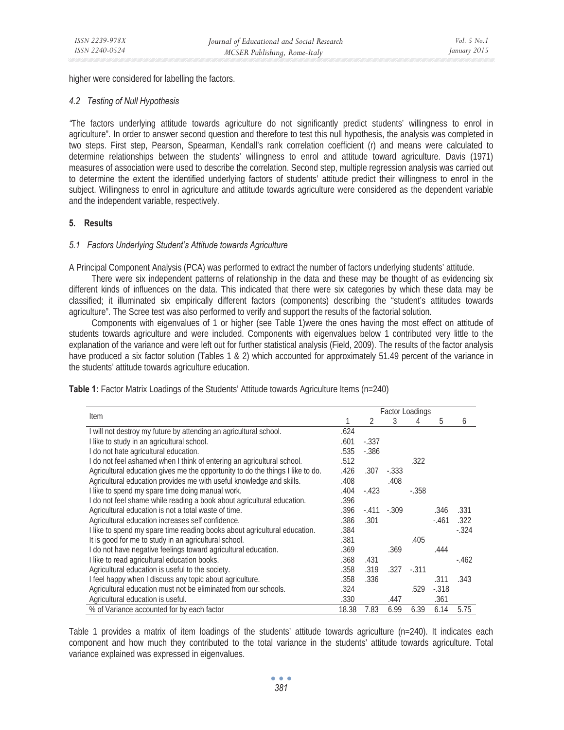higher were considered for labelling the factors.

### *4.2 Testing of Null Hypothesis*

*"*The factors underlying attitude towards agriculture do not significantly predict students' willingness to enrol in agriculture". In order to answer second question and therefore to test this null hypothesis, the analysis was completed in two steps. First step, Pearson, Spearman, Kendall's rank correlation coefficient (r) and means were calculated to determine relationships between the students' willingness to enrol and attitude toward agriculture. Davis (1971) measures of association were used to describe the correlation. Second step, multiple regression analysis was carried out to determine the extent the identified underlying factors of students' attitude predict their willingness to enrol in the subject. Willingness to enrol in agriculture and attitude towards agriculture were considered as the dependent variable and the independent variable, respectively.

## 5. Results

### *5.1 Factors Underlying Student's Attitude towards Agriculture*

A Principal Component Analysis (PCA) was performed to extract the number of factors underlying students' attitude.

There were six independent patterns of relationship in the data and these may be thought of as evidencing six different kinds of influences on the data. This indicated that there were six categories by which these data may be classified; it illuminated six empirically different factors (components) describing the "student's attitudes towards agriculture". The Scree test was also performed to verify and support the results of the factorial solution.

Components with eigenvalues of 1 or higher (see Table 1)were the ones having the most effect on attitude of students towards agriculture and were included. Components with eigenvalues below 1 contributed very little to the explanation of the variance and were left out for further statistical analysis (Field, 2009). The results of the factor analysis have produced a six factor solution (Tables 1 & 2) which accounted for approximately 51.49 percent of the variance in the students' attitude towards agriculture education.

**Table 1:** Factor Matrix Loadings of the Students' Attitude towards Agriculture Items (n=240)

| Item | Factor Loadings | | | | | |
|---|---|---|---|---|---|---|
| | 1 | 2 | 3 | 4 | 5 | 6 |
| I will not destroy my future by attending an agricultural school. | .624 | | | | | |
| I like to study in an agricultural school. | .601 | -.337 | | | | |
| I do not hate agricultural education. | .535 | -.386 | | | | |
| I do not feel ashamed when I think of entering an agricultural school. | .512 | | | .322 | | |
| Agricultural education gives me the opportunity to do the things I like to do. | .426 | .307 | -.333 | | | |
| Agricultural education provides me with useful knowledge and skills. | .408 | | .408 | | | |
| I like to spend my spare time doing manual work. | .404 | -.423 | | -.358 | | |
| I do not feel shame while reading a book about agricultural education. | .396 | | | | | |
| Agricultural education is not a total waste of time. | .396 | -.411 | -.309 | | .346 | .331 |
| Agricultural education increases self confidence. | .386 | .301 | | | -.461 | .322 |
| I like to spend my spare time reading books about agricultural education. | .384 | | | | | -.324 |
| It is good for me to study in an agricultural school. | .381 | | | .405 | | |
| I do not have negative feelings toward agricultural education. | .369 | | .369 | | .444 | |
| I like to read agricultural education books. | .368 | .431 | | | | -.462 |
| Agricultural education is useful to the society. | .358 | .319 | .327 | -.311 | | |
| I feel happy when I discuss any topic about agriculture. | .358 | .336 | | | .311 | .343 |
| Agricultural education must not be eliminated from our schools. | .324 | | | .529 | -.318 | |
| Agricultural education is useful. | .330 | | .447 | | .361 | |
| % of Variance accounted for by each factor | 18.38 | 7.83 | 6.99 | 6.39 | 6.14 | 5.75 |

Table 1 provides a matrix of item loadings of the students' attitude towards agriculture (n=240). It indicates each component and how much they contributed to the total variance in the students' attitude towards agriculture. Total variance explained was expressed in eigenvalues.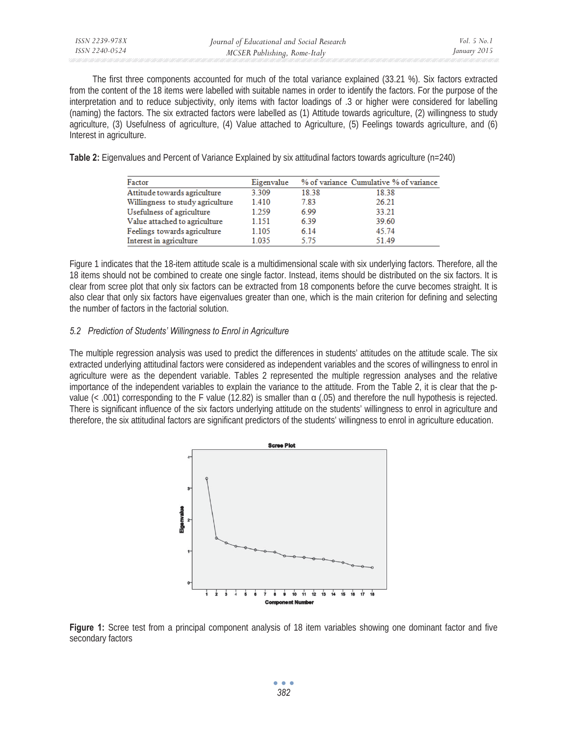The first three components accounted for much of the total variance explained (33.21 %). Six factors extracted from the content of the 18 items were labelled with suitable names in order to identify the factors. For the purpose of the interpretation and to reduce subjectivity, only items with factor loadings of .3 or higher were considered for labelling (naming) the factors. The six extracted factors were labelled as (1) Attitude towards agriculture, (2) willingness to study agriculture, (3) Usefulness of agriculture, (4) Value attached to Agriculture, (5) Feelings towards agriculture, and (6) Interest in agriculture.

**Table 2:** Eigenvalues and Percent of Variance Explained by six attitudinal factors towards agriculture (n=240)

| Factor | Eigenvalue | % of variance | Cumulative % of variance |
|---|---|---|---|
| Attitude towards agriculture | 3.309 | 18.38 | 18.38 |
| Willingness to study agriculture | 1.410 | 7.83 | 26.21 |
| Usefulness of agriculture | 1.259 | 6.99 | 33.21 |
| Value attached to agriculture | 1.151 | 6.39 | 39.60 |
| Feelings towards agriculture | 1.105 | 6.14 | 45.74 |
| Interest in agriculture | 1.035 | 5.75 | 51.49 |

Figure 1 indicates that the 18-item attitude scale is a multidimensional scale with six underlying factors. Therefore, all the 18 items should not be combined to create one single factor. Instead, items should be distributed on the six factors. It is clear from scree plot that only six factors can be extracted from 18 components before the curve becomes straight. It is also clear that only six factors have eigenvalues greater than one, which is the main criterion for defining and selecting the number of factors in the factorial solution.

### *5.2 Prediction of Students' Willingness to Enrol in Agriculture*

The multiple regression analysis was used to predict the differences in students' attitudes on the attitude scale. The six extracted underlying attitudinal factors were considered as independent variables and the scores of willingness to enrol in agriculture were as the dependent variable. Tables 2 represented the multiple regression analyses and the relative importance of the independent variables to explain the variance to the attitude. From the Table 2, it is clear that the p-value (< .001) corresponding to the F value (12.82) is smaller than α (.05) and therefore the null hypothesis is rejected. There is significant influence of the six factors underlying attitude on the students' willingness to enrol in agriculture and therefore, the six attitudinal factors are significant predictors of the students' willingness to enrol in agriculture education.

**Figure 1:** Scree test from a principal component analysis of 18 item variables showing one dominant factor and five secondary factors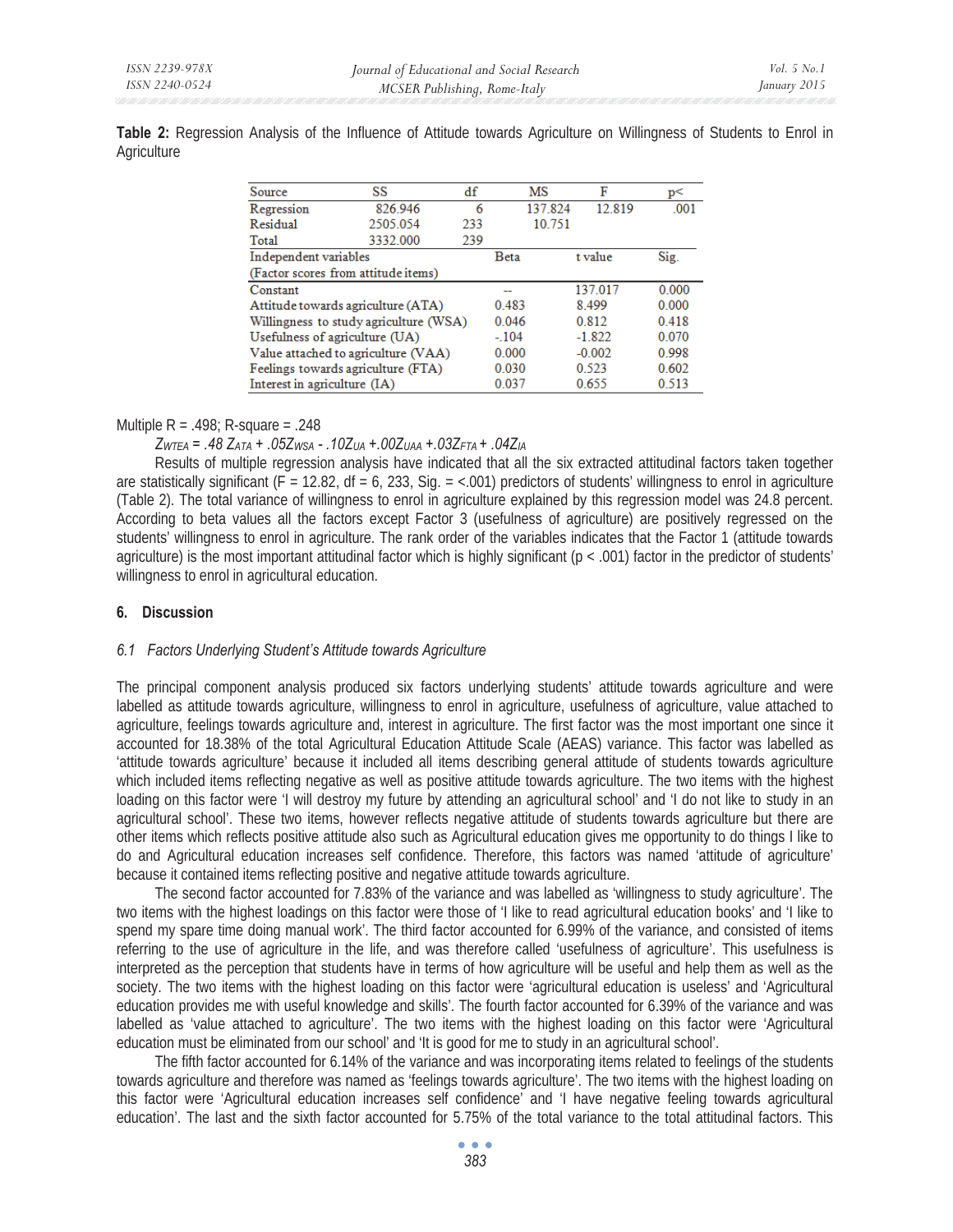**Table 2:** Regression Analysis of the Influence of Attitude towards Agriculture on Willingness of Students to Enrol in Agriculture

| Source | SS | df | MS | F | p< |
|---|---|---|---|---|---|
| Regression | 826.946 | 6 | 137.824 | 12.819 | .001 |
| Residual | 2505.054 | 233 | 10.751 | | |
| Total | 3332.000 | 239 | | | |
| Independent variables (Factor scores from attitude items) | | | Beta | t value | Sig. |
| Constant | | | -- | 137.017 | 0.000 |
| Attitude towards agriculture (ATA) | | | 0.483 | 8.499 | 0.000 |
| Willingness to study agriculture (WSA) | | | 0.046 | 0.812 | 0.418 |
| Usefulness of agriculture (UA) | | | -.104 | -1.822 | 0.070 |
| Value attached to agriculture (VAA) | | | 0.000 | -0.002 | 0.998 |
| Feelings towards agriculture (FTA) | | | 0.030 | 0.523 | 0.602 |
| Interest in agriculture (IA) | | | 0.037 | 0.655 | 0.513 |

Multiple R = .498; R-square = .248

$Z_{WTEA} = .48\, Z_{ATA} + .05Z_{WSA} - .10Z_{UA} + .00Z_{UAA} + .03Z_{FTA} + .04Z_{IA}$

Results of multiple regression analysis have indicated that all the six extracted attitudinal factors taken together are statistically significant (F = 12.82, df = 6, 233, Sig. = <.001) predictors of students' willingness to enrol in agriculture (Table 2). The total variance of willingness to enrol in agriculture explained by this regression model was 24.8 percent. According to beta values all the factors except Factor 3 (usefulness of agriculture) are positively regressed on the students' willingness to enrol in agriculture. The rank order of the variables indicates that the Factor 1 (attitude towards agriculture) is the most important attitudinal factor which is highly significant (p < .001) factor in the predictor of students' willingness to enrol in agricultural education.

## 6. Discussion

### *6.1 Factors Underlying Student's Attitude towards Agriculture*

The principal component analysis produced six factors underlying students' attitude towards agriculture and were labelled as attitude towards agriculture, willingness to enrol in agriculture, usefulness of agriculture, value attached to agriculture, feelings towards agriculture and, interest in agriculture. The first factor was the most important one since it accounted for 18.38% of the total Agricultural Education Attitude Scale (AEAS) variance. This factor was labelled as 'attitude towards agriculture' because it included all items describing general attitude of students towards agriculture which included items reflecting negative as well as positive attitude towards agriculture. The two items with the highest loading on this factor were 'I will destroy my future by attending an agricultural school' and 'I do not like to study in an agricultural school'. These two items, however reflects negative attitude of students towards agriculture but there are other items which reflects positive attitude also such as Agricultural education gives me opportunity to do things I like to do and Agricultural education increases self confidence. Therefore, this factors was named 'attitude of agriculture' because it contained items reflecting positive and negative attitude towards agriculture.

The second factor accounted for 7.83% of the variance and was labelled as 'willingness to study agriculture'. The two items with the highest loadings on this factor were those of 'I like to read agricultural education books' and 'I like to spend my spare time doing manual work'. The third factor accounted for 6.99% of the variance, and consisted of items referring to the use of agriculture in the life, and was therefore called 'usefulness of agriculture'. This usefulness is interpreted as the perception that students have in terms of how agriculture will be useful and help them as well as the society. The two items with the highest loading on this factor were 'agricultural education is useless' and 'Agricultural education provides me with useful knowledge and skills'. The fourth factor accounted for 6.39% of the variance and was labelled as 'value attached to agriculture'. The two items with the highest loading on this factor were 'Agricultural education must be eliminated from our school' and 'It is good for me to study in an agricultural school'.

The fifth factor accounted for 6.14% of the variance and was incorporating items related to feelings of the students towards agriculture and therefore was named as 'feelings towards agriculture'. The two items with the highest loading on this factor were 'Agricultural education increases self confidence' and 'I have negative feeling towards agricultural education'. The last and the sixth factor accounted for 5.75% of the total variance to the total attitudinal factors. This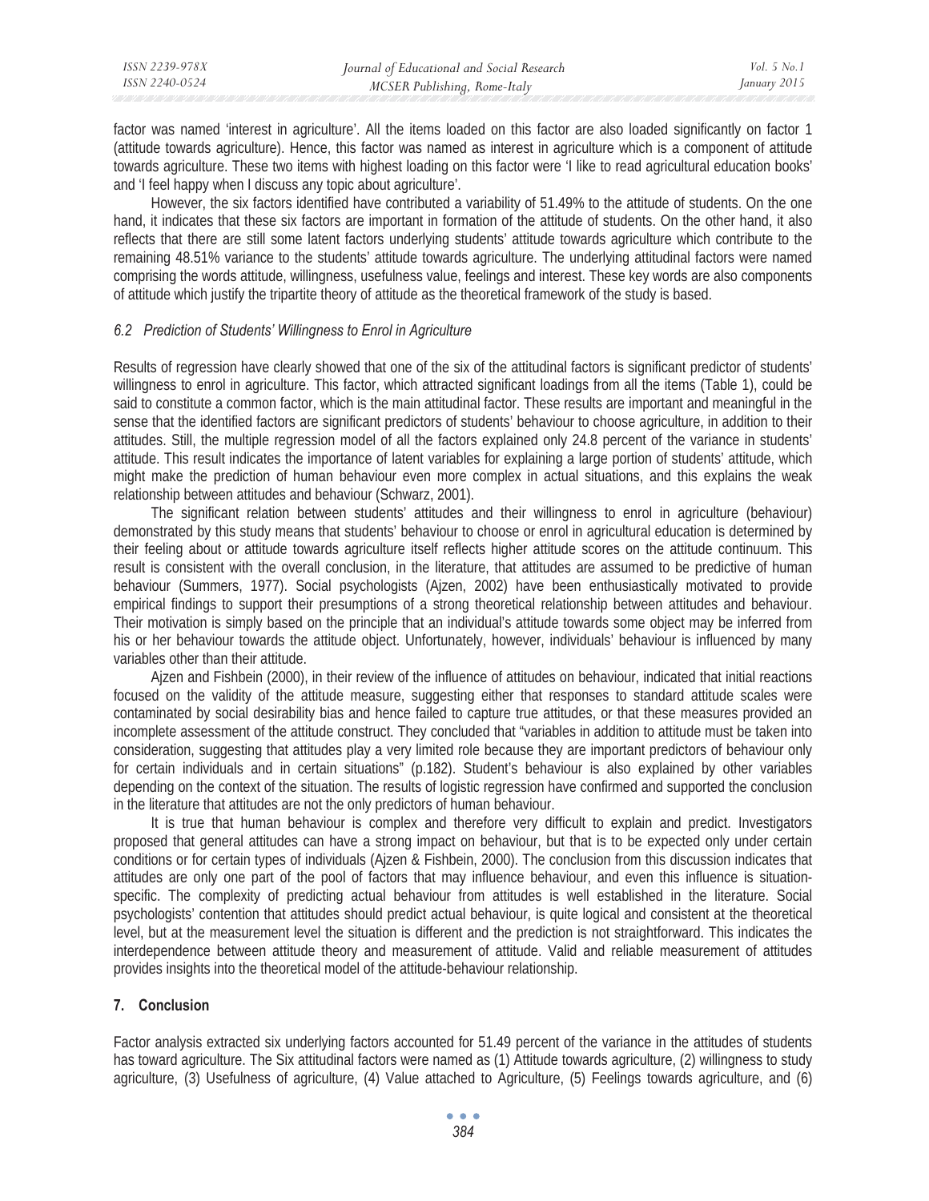factor was named 'interest in agriculture'. All the items loaded on this factor are also loaded significantly on factor 1 (attitude towards agriculture). Hence, this factor was named as interest in agriculture which is a component of attitude towards agriculture. These two items with highest loading on this factor were 'I like to read agricultural education books' and 'I feel happy when I discuss any topic about agriculture'.

However, the six factors identified have contributed a variability of 51.49% to the attitude of students. On the one hand, it indicates that these six factors are important in formation of the attitude of students. On the other hand, it also reflects that there are still some latent factors underlying students' attitude towards agriculture which contribute to the remaining 48.51% variance to the students' attitude towards agriculture. The underlying attitudinal factors were named comprising the words attitude, willingness, usefulness value, feelings and interest. These key words are also components of attitude which justify the tripartite theory of attitude as the theoretical framework of the study is based.

### *6.2 Prediction of Students' Willingness to Enrol in Agriculture*

Results of regression have clearly showed that one of the six of the attitudinal factors is significant predictor of students' willingness to enrol in agriculture. This factor, which attracted significant loadings from all the items (Table 1), could be said to constitute a common factor, which is the main attitudinal factor. These results are important and meaningful in the sense that the identified factors are significant predictors of students' behaviour to choose agriculture, in addition to their attitudes. Still, the multiple regression model of all the factors explained only 24.8 percent of the variance in students' attitude. This result indicates the importance of latent variables for explaining a large portion of students' attitude, which might make the prediction of human behaviour even more complex in actual situations, and this explains the weak relationship between attitudes and behaviour (Schwarz, 2001).

The significant relation between students' attitudes and their willingness to enrol in agriculture (behaviour) demonstrated by this study means that students' behaviour to choose or enrol in agricultural education is determined by their feeling about or attitude towards agriculture itself reflects higher attitude scores on the attitude continuum. This result is consistent with the overall conclusion, in the literature, that attitudes are assumed to be predictive of human behaviour (Summers, 1977). Social psychologists (Ajzen, 2002) have been enthusiastically motivated to provide empirical findings to support their presumptions of a strong theoretical relationship between attitudes and behaviour. Their motivation is simply based on the principle that an individual's attitude towards some object may be inferred from his or her behaviour towards the attitude object. Unfortunately, however, individuals' behaviour is influenced by many variables other than their attitude.

Ajzen and Fishbein (2000), in their review of the influence of attitudes on behaviour, indicated that initial reactions focused on the validity of the attitude measure, suggesting either that responses to standard attitude scales were contaminated by social desirability bias and hence failed to capture true attitudes, or that these measures provided an incomplete assessment of the attitude construct. They concluded that "variables in addition to attitude must be taken into consideration, suggesting that attitudes play a very limited role because they are important predictors of behaviour only for certain individuals and in certain situations" (p.182). Student's behaviour is also explained by other variables depending on the context of the situation. The results of logistic regression have confirmed and supported the conclusion in the literature that attitudes are not the only predictors of human behaviour.

It is true that human behaviour is complex and therefore very difficult to explain and predict. Investigators proposed that general attitudes can have a strong impact on behaviour, but that is to be expected only under certain conditions or for certain types of individuals (Ajzen & Fishbein, 2000). The conclusion from this discussion indicates that attitudes are only one part of the pool of factors that may influence behaviour, and even this influence is situation-specific. The complexity of predicting actual behaviour from attitudes is well established in the literature. Social psychologists' contention that attitudes should predict actual behaviour, is quite logical and consistent at the theoretical level, but at the measurement level the situation is different and the prediction is not straightforward. This indicates the interdependence between attitude theory and measurement of attitude. Valid and reliable measurement of attitudes provides insights into the theoretical model of the attitude-behaviour relationship.

## 7. Conclusion

Factor analysis extracted six underlying factors accounted for 51.49 percent of the variance in the attitudes of students has toward agriculture. The Six attitudinal factors were named as (1) Attitude towards agriculture, (2) willingness to study agriculture, (3) Usefulness of agriculture, (4) Value attached to Agriculture, (5) Feelings towards agriculture, and (6)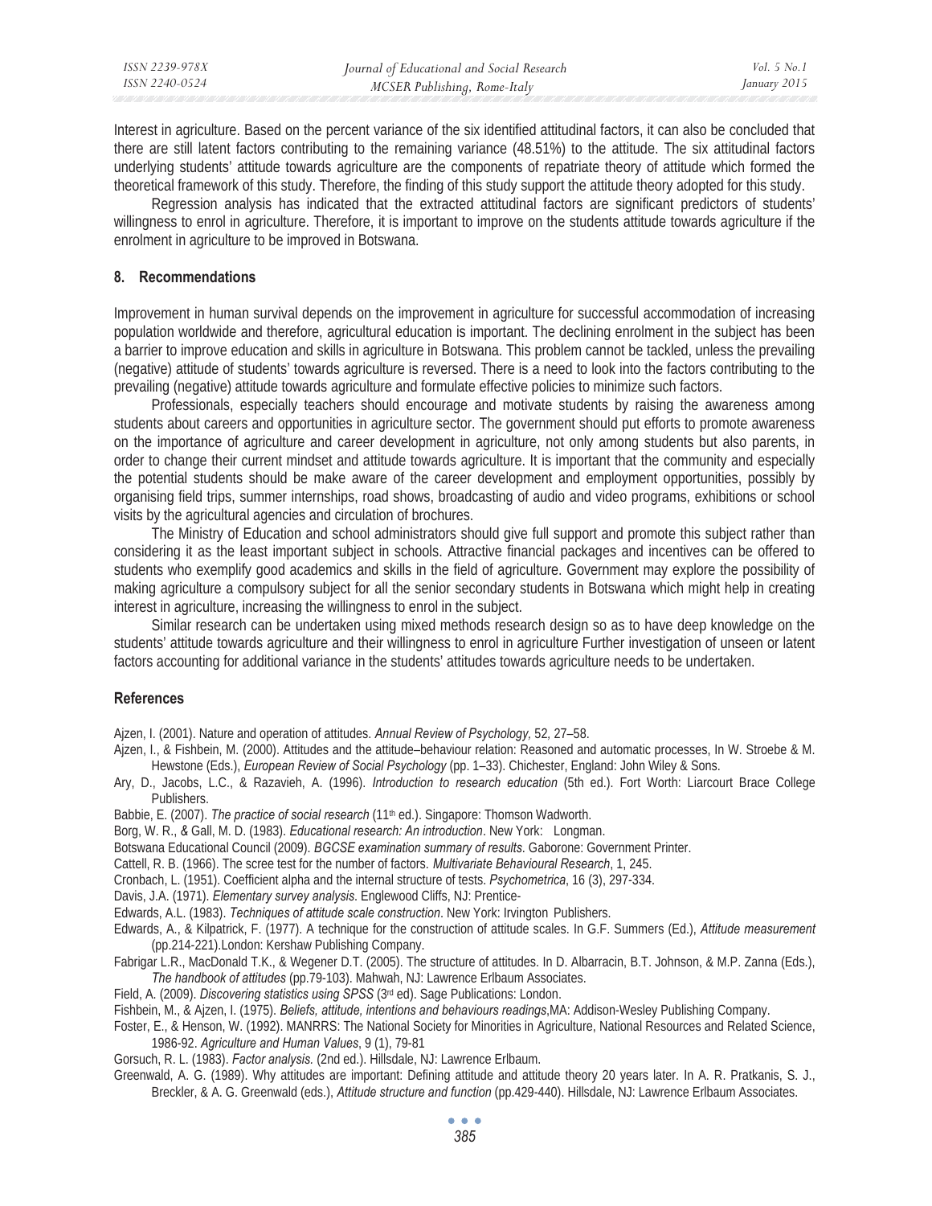Interest in agriculture. Based on the percent variance of the six identified attitudinal factors, it can also be concluded that there are still latent factors contributing to the remaining variance (48.51%) to the attitude. The six attitudinal factors underlying students' attitude towards agriculture are the components of repatriate theory of attitude which formed the theoretical framework of this study. Therefore, the finding of this study support the attitude theory adopted for this study.

Regression analysis has indicated that the extracted attitudinal factors are significant predictors of students' willingness to enrol in agriculture. Therefore, it is important to improve on the students attitude towards agriculture if the enrolment in agriculture to be improved in Botswana.

## 8. Recommendations

Improvement in human survival depends on the improvement in agriculture for successful accommodation of increasing population worldwide and therefore, agricultural education is important. The declining enrolment in the subject has been a barrier to improve education and skills in agriculture in Botswana. This problem cannot be tackled, unless the prevailing (negative) attitude of students' towards agriculture is reversed. There is a need to look into the factors contributing to the prevailing (negative) attitude towards agriculture and formulate effective policies to minimize such factors.

Professionals, especially teachers should encourage and motivate students by raising the awareness among students about careers and opportunities in agriculture sector. The government should put efforts to promote awareness on the importance of agriculture and career development in agriculture, not only among students but also parents, in order to change their current mindset and attitude towards agriculture. It is important that the community and especially the potential students should be make aware of the career development and employment opportunities, possibly by organising field trips, summer internships, road shows, broadcasting of audio and video programs, exhibitions or school visits by the agricultural agencies and circulation of brochures.

The Ministry of Education and school administrators should give full support and promote this subject rather than considering it as the least important subject in schools. Attractive financial packages and incentives can be offered to students who exemplify good academics and skills in the field of agriculture. Government may explore the possibility of making agriculture a compulsory subject for all the senior secondary students in Botswana which might help in creating interest in agriculture, increasing the willingness to enrol in the subject.

Similar research can be undertaken using mixed methods research design so as to have deep knowledge on the students' attitude towards agriculture and their willingness to enrol in agriculture Further investigation of unseen or latent factors accounting for additional variance in the students' attitudes towards agriculture needs to be undertaken.

## References

Ajzen, I. (2001). Nature and operation of attitudes. *Annual Review of Psychology,* 52, 27–58.

Ajzen, I., & Fishbein, M. (2000). Attitudes and the attitude–behaviour relation: Reasoned and automatic processes, In W. Stroebe & M. Hewstone (Eds.), *European Review of Social Psychology* (pp. 1–33). Chichester, England: John Wiley & Sons.

Ary, D., Jacobs, L.C., & Razavieh, A. (1996). *Introduction to research education* (5th ed.). Fort Worth: Liarcourt Brace College Publishers.

Babbie, E. (2007). *The practice of social research* (11th ed.). Singapore: Thomson Wadworth.

Borg, W. R., & Gall, M. D. (1983). *Educational research: An introduction*. New York: Longman.

Botswana Educational Council (2009). *BGCSE examination summary of results*. Gaborone: Government Printer.

Cattell, R. B. (1966). The scree test for the number of factors. *Multivariate Behavioural Research*, 1, 245.

Cronbach, L. (1951). Coefficient alpha and the internal structure of tests. *Psychometrica*, 16 (3), 297-334.

Davis, J.A. (1971). *Elementary survey analysis*. Englewood Cliffs, NJ: Prentice-

Edwards, A.L. (1983). *Techniques of attitude scale construction*. New York: Irvington Publishers.

Edwards, A., & Kilpatrick, F. (1977). A technique for the construction of attitude scales. In G.F. Summers (Ed.), *Attitude measurement* (pp.214-221).London: Kershaw Publishing Company.

Fabrigar L.R., MacDonald T.K., & Wegener D.T. (2005). The structure of attitudes. In D. Albarracin, B.T. Johnson, & M.P. Zanna (Eds.), *The handbook of attitudes* (pp.79-103). Mahwah, NJ: Lawrence Erlbaum Associates.

Field, A. (2009). *Discovering statistics using SPSS* (3rd ed). Sage Publications: London.

Fishbein, M., & Ajzen, I. (1975). *Beliefs, attitude, intentions and behaviours readings*,MA: Addison-Wesley Publishing Company.

Foster, E., & Henson, W. (1992). MANRRS: The National Society for Minorities in Agriculture, National Resources and Related Science, 1986-92. *Agriculture and Human Values*, 9 (1), 79-81

Gorsuch, R. L. (1983). *Factor analysis.* (2nd ed.). Hillsdale, NJ: Lawrence Erlbaum.

Greenwald, A. G. (1989). Why attitudes are important: Defining attitude and attitude theory 20 years later. In A. R. Pratkanis, S. J., Breckler, & A. G. Greenwald (eds.), *Attitude structure and function* (pp.429-440). Hillsdale, NJ: Lawrence Erlbaum Associates.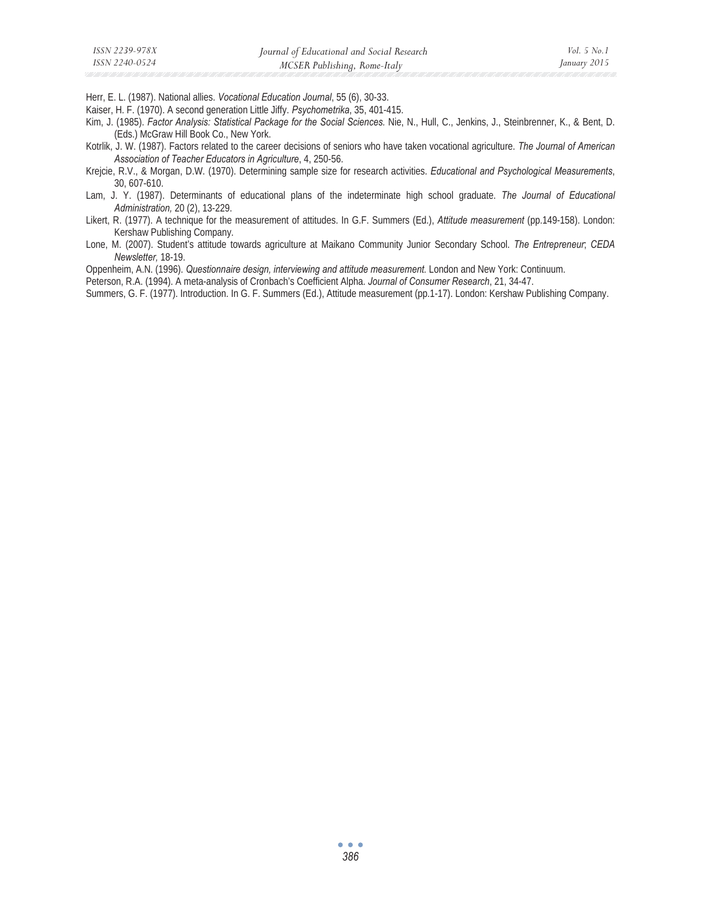Herr, E. L. (1987). National allies. *Vocational Education Journal*, 55 (6), 30-33.

Kaiser, H. F. (1970). A second generation Little Jiffy. *Psychometrika*, 35, 401-415.

Kim, J. (1985). *Factor Analysis: Statistical Package for the Social Sciences.* Nie, N., Hull, C., Jenkins, J., Steinbrenner, K., & Bent, D. (Eds.) McGraw Hill Book Co., New York.

Kotrlik, J. W. (1987). Factors related to the career decisions of seniors who have taken vocational agriculture. *The Journal of American Association of Teacher Educators in Agriculture*, 4, 250-56.

Krejcie, R.V., & Morgan, D.W. (1970). Determining sample size for research activities. *Educational and Psychological Measurements*, 30, 607-610.

Lam, J. Y. (1987). Determinants of educational plans of the indeterminate high school graduate. *The Journal of Educational Administration,* 20 (2), 13-229.

Likert, R. (1977). A technique for the measurement of attitudes. In G.F. Summers (Ed.), *Attitude measurement* (pp.149-158). London: Kershaw Publishing Company.

Lone, M. (2007). Student's attitude towards agriculture at Maikano Community Junior Secondary School. *The Entrepreneur*; *CEDA Newsletter,* 18-19.

Oppenheim, A.N. (1996). *Questionnaire design, interviewing and attitude measurement.* London and New York: Continuum.

Peterson, R.A. (1994). A meta-analysis of Cronbach's Coefficient Alpha. *Journal of Consumer Research*, 21, 34-47.

Summers, G. F. (1977). Introduction. In G. F. Summers (Ed.), Attitude measurement (pp.1-17). London: Kershaw Publishing Company.